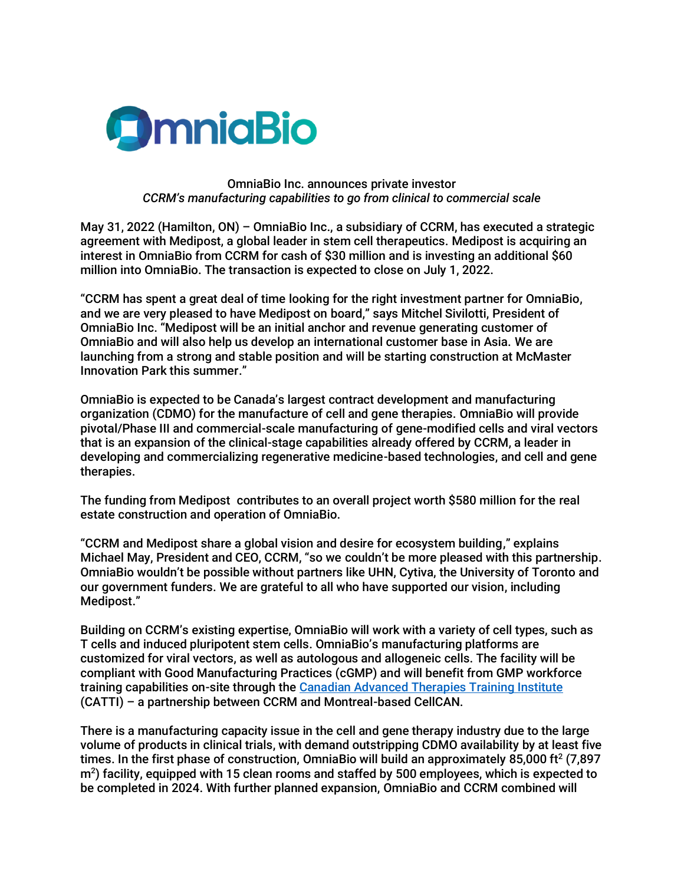OmniaBio

**OmniaBio Inc. announces private investor**
*CCRM's manufacturing capabilities to go from clinical to commercial scale*

May 31, 2022 (Hamilton, ON) – OmniaBio Inc., a subsidiary of CCRM, has executed a strategic agreement with Medipost, a global leader in stem cell therapeutics. Medipost is acquiring an interest in OmniaBio from CCRM for cash of $30 million and is investing an additional $60 million into OmniaBio. The transaction is expected to close on July 1, 2022.

"CCRM has spent a great deal of time looking for the right investment partner for OmniaBio, and we are very pleased to have Medipost on board," says Mitchel Sivilotti, President of OmniaBio Inc. "Medipost will be an initial anchor and revenue generating customer of OmniaBio and will also help us develop an international customer base in Asia. We are launching from a strong and stable position and will be starting construction at McMaster Innovation Park this summer."

OmniaBio is expected to be Canada's largest contract development and manufacturing organization (CDMO) for the manufacture of cell and gene therapies. OmniaBio will provide pivotal/Phase III and commercial-scale manufacturing of gene-modified cells and viral vectors that is an expansion of the clinical-stage capabilities already offered by CCRM, a leader in developing and commercializing regenerative medicine-based technologies, and cell and gene therapies.

The funding from Medipost contributes to an overall project worth $580 million for the real estate construction and operation of OmniaBio.

"CCRM and Medipost share a global vision and desire for ecosystem building," explains Michael May, President and CEO, CCRM, "so we couldn't be more pleased with this partnership. OmniaBio wouldn't be possible without partners like UHN, Cytiva, the University of Toronto and our government funders. We are grateful to all who have supported our vision, including Medipost."

Building on CCRM's existing expertise, OmniaBio will work with a variety of cell types, such as T cells and induced pluripotent stem cells. OmniaBio's manufacturing platforms are customized for viral vectors, as well as autologous and allogeneic cells. The facility will be compliant with Good Manufacturing Practices (cGMP) and will benefit from GMP workforce training capabilities on-site through the [Canadian Advanced Therapies Training Institute](#) (CATTI) – a partnership between CCRM and Montreal-based CellCAN.

There is a manufacturing capacity issue in the cell and gene therapy industry due to the large volume of products in clinical trials, with demand outstripping CDMO availability by at least five times. In the first phase of construction, OmniaBio will build an approximately 85,000 $ft^2$ (7,897 $m^2$) facility, equipped with 15 clean rooms and staffed by 500 employees, which is expected to be completed in 2024. With further planned expansion, OmniaBio and CCRM combined will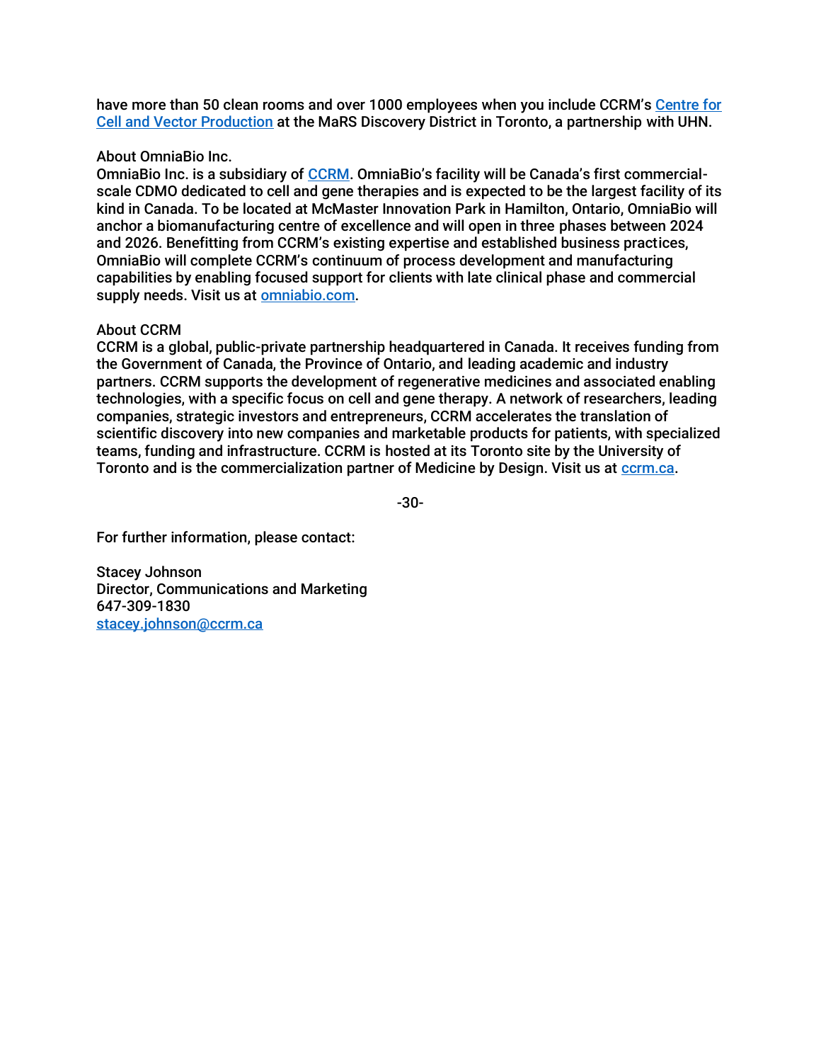have more than 50 clean rooms and over 1000 employees when you include CCRM's [Centre for Cell and Vector Production]() at the MaRS Discovery District in Toronto, a partnership with UHN.

## About OmniaBio Inc.

OmniaBio Inc. is a subsidiary of [CCRM](). OmniaBio's facility will be Canada's first commercial-scale CDMO dedicated to cell and gene therapies and is expected to be the largest facility of its kind in Canada. To be located at McMaster Innovation Park in Hamilton, Ontario, OmniaBio will anchor a biomanufacturing centre of excellence and will open in three phases between 2024 and 2026. Benefitting from CCRM's existing expertise and established business practices, OmniaBio will complete CCRM's continuum of process development and manufacturing capabilities by enabling focused support for clients with late clinical phase and commercial supply needs. Visit us at [omniabio.com]().

## About CCRM

CCRM is a global, public-private partnership headquartered in Canada. It receives funding from the Government of Canada, the Province of Ontario, and leading academic and industry partners. CCRM supports the development of regenerative medicines and associated enabling technologies, with a specific focus on cell and gene therapy. A network of researchers, leading companies, strategic investors and entrepreneurs, CCRM accelerates the translation of scientific discovery into new companies and marketable products for patients, with specialized teams, funding and infrastructure. CCRM is hosted at its Toronto site by the University of Toronto and is the commercialization partner of Medicine by Design. Visit us at [ccrm.ca]().

-30-

For further information, please contact:

Stacey Johnson
Director, Communications and Marketing
647-309-1830
stacey.johnson@ccrm.ca